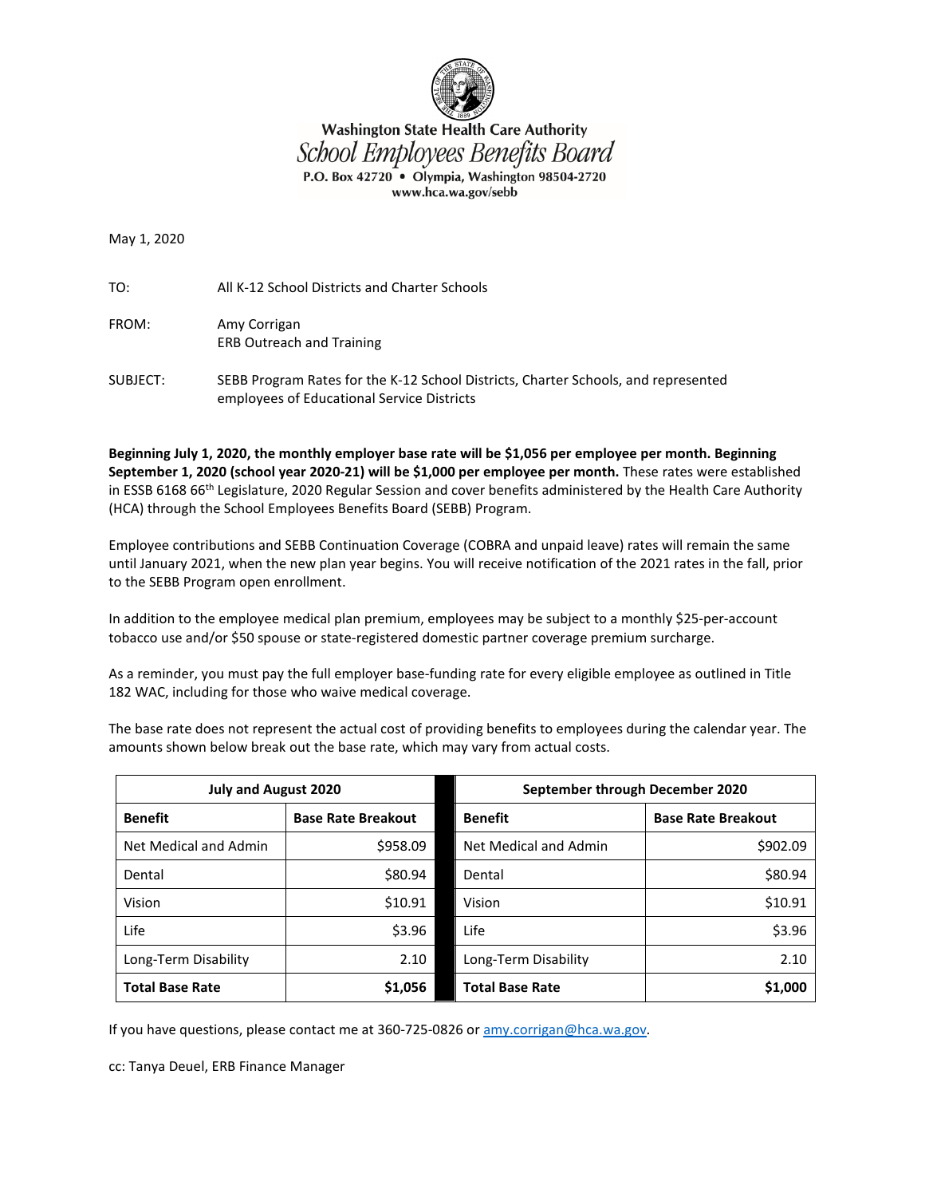Washington State Health Care Authority
*School Employees Benefits Board*
P.O. Box 42720 • Olympia, Washington 98504-2720
www.hca.wa.gov/sebb

May 1, 2020

TO: All K-12 School Districts and Charter Schools

FROM: Amy Corrigan
ERB Outreach and Training

SUBJECT: SEBB Program Rates for the K-12 School Districts, Charter Schools, and represented employees of Educational Service Districts

**Beginning July 1, 2020, the monthly employer base rate will be $1,056 per employee per month. Beginning September 1, 2020 (school year 2020-21) will be $1,000 per employee per month.** These rates were established in ESSB 6168 66th Legislature, 2020 Regular Session and cover benefits administered by the Health Care Authority (HCA) through the School Employees Benefits Board (SEBB) Program.

Employee contributions and SEBB Continuation Coverage (COBRA and unpaid leave) rates will remain the same until January 2021, when the new plan year begins. You will receive notification of the 2021 rates in the fall, prior to the SEBB Program open enrollment.

In addition to the employee medical plan premium, employees may be subject to a monthly $25-per-account tobacco use and/or $50 spouse or state-registered domestic partner coverage premium surcharge.

As a reminder, you must pay the full employer base-funding rate for every eligible employee as outlined in Title 182 WAC, including for those who waive medical coverage.

The base rate does not represent the actual cost of providing benefits to employees during the calendar year. The amounts shown below break out the base rate, which may vary from actual costs.

| **July and August 2020** | | | **September through December 2020** | |
|---|---|---|---|---|
| **Benefit** | **Base Rate Breakout** | | **Benefit** | **Base Rate Breakout** |
| Net Medical and Admin | $958.09 | | Net Medical and Admin | $902.09 |
| Dental | $80.94 | | Dental | $80.94 |
| Vision | $10.91 | | Vision | $10.91 |
| Life | $3.96 | | Life | $3.96 |
| Long-Term Disability | 2.10 | | Long-Term Disability | 2.10 |
| **Total Base Rate** | **$1,056** | | **Total Base Rate** | **$1,000** |

If you have questions, please contact me at 360-725-0826 or amy.corrigan@hca.wa.gov.

cc: Tanya Deuel, ERB Finance Manager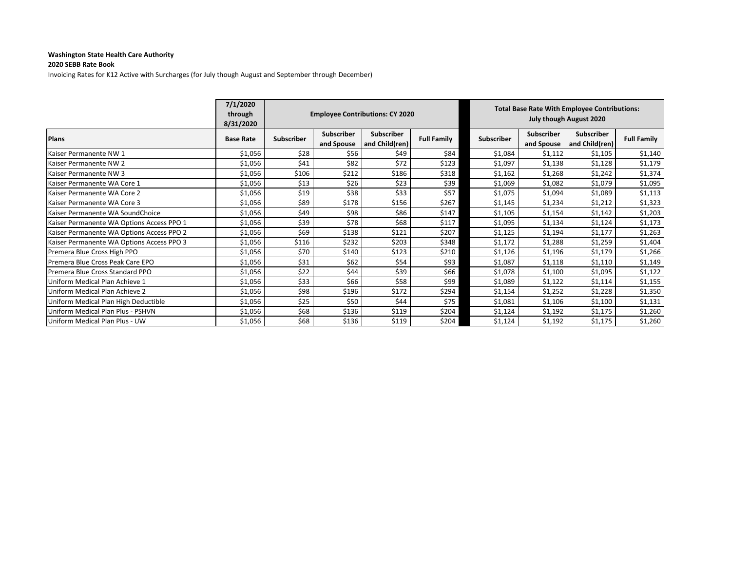**Washington State Health Care Authority**

**2020 SEBB Rate Book**

Invoicing Rates for K12 Active with Surcharges (for July though August and September through December)

| | 7/1/2020 through 8/31/2020 | Employee Contributions: CY 2020 | | | | Total Base Rate With Employee Contributions: July though August 2020 | | | |
|---|---|---|---|---|---|---|---|---|---|
| **Plans** | **Base Rate** | **Subscriber** | **Subscriber and Spouse** | **Subscriber and Child(ren)** | **Full Family** | **Subscriber** | **Subscriber and Spouse** | **Subscriber and Child(ren)** | **Full Family** |
| Kaiser Permanente NW 1 | $1,056 | $28 | $56 | $49 | $84 | $1,084 | $1,112 | $1,105 | $1,140 |
| Kaiser Permanente NW 2 | $1,056 | $41 | $82 | $72 | $123 | $1,097 | $1,138 | $1,128 | $1,179 |
| Kaiser Permanente NW 3 | $1,056 | $106 | $212 | $186 | $318 | $1,162 | $1,268 | $1,242 | $1,374 |
| Kaiser Permanente WA Core 1 | $1,056 | $13 | $26 | $23 | $39 | $1,069 | $1,082 | $1,079 | $1,095 |
| Kaiser Permanente WA Core 2 | $1,056 | $19 | $38 | $33 | $57 | $1,075 | $1,094 | $1,089 | $1,113 |
| Kaiser Permanente WA Core 3 | $1,056 | $89 | $178 | $156 | $267 | $1,145 | $1,234 | $1,212 | $1,323 |
| Kaiser Permanente WA SoundChoice | $1,056 | $49 | $98 | $86 | $147 | $1,105 | $1,154 | $1,142 | $1,203 |
| Kaiser Permanente WA Options Access PPO 1 | $1,056 | $39 | $78 | $68 | $117 | $1,095 | $1,134 | $1,124 | $1,173 |
| Kaiser Permanente WA Options Access PPO 2 | $1,056 | $69 | $138 | $121 | $207 | $1,125 | $1,194 | $1,177 | $1,263 |
| Kaiser Permanente WA Options Access PPO 3 | $1,056 | $116 | $232 | $203 | $348 | $1,172 | $1,288 | $1,259 | $1,404 |
| Premera Blue Cross High PPO | $1,056 | $70 | $140 | $123 | $210 | $1,126 | $1,196 | $1,179 | $1,266 |
| Premera Blue Cross Peak Care EPO | $1,056 | $31 | $62 | $54 | $93 | $1,087 | $1,118 | $1,110 | $1,149 |
| Premera Blue Cross Standard PPO | $1,056 | $22 | $44 | $39 | $66 | $1,078 | $1,100 | $1,095 | $1,122 |
| Uniform Medical Plan Achieve 1 | $1,056 | $33 | $66 | $58 | $99 | $1,089 | $1,122 | $1,114 | $1,155 |
| Uniform Medical Plan Achieve 2 | $1,056 | $98 | $196 | $172 | $294 | $1,154 | $1,252 | $1,228 | $1,350 |
| Uniform Medical Plan High Deductible | $1,056 | $25 | $50 | $44 | $75 | $1,081 | $1,106 | $1,100 | $1,131 |
| Uniform Medical Plan Plus - PSHVN | $1,056 | $68 | $136 | $119 | $204 | $1,124 | $1,192 | $1,175 | $1,260 |
| Uniform Medical Plan Plus - UW | $1,056 | $68 | $136 | $119 | $204 | $1,124 | $1,192 | $1,175 | $1,260 |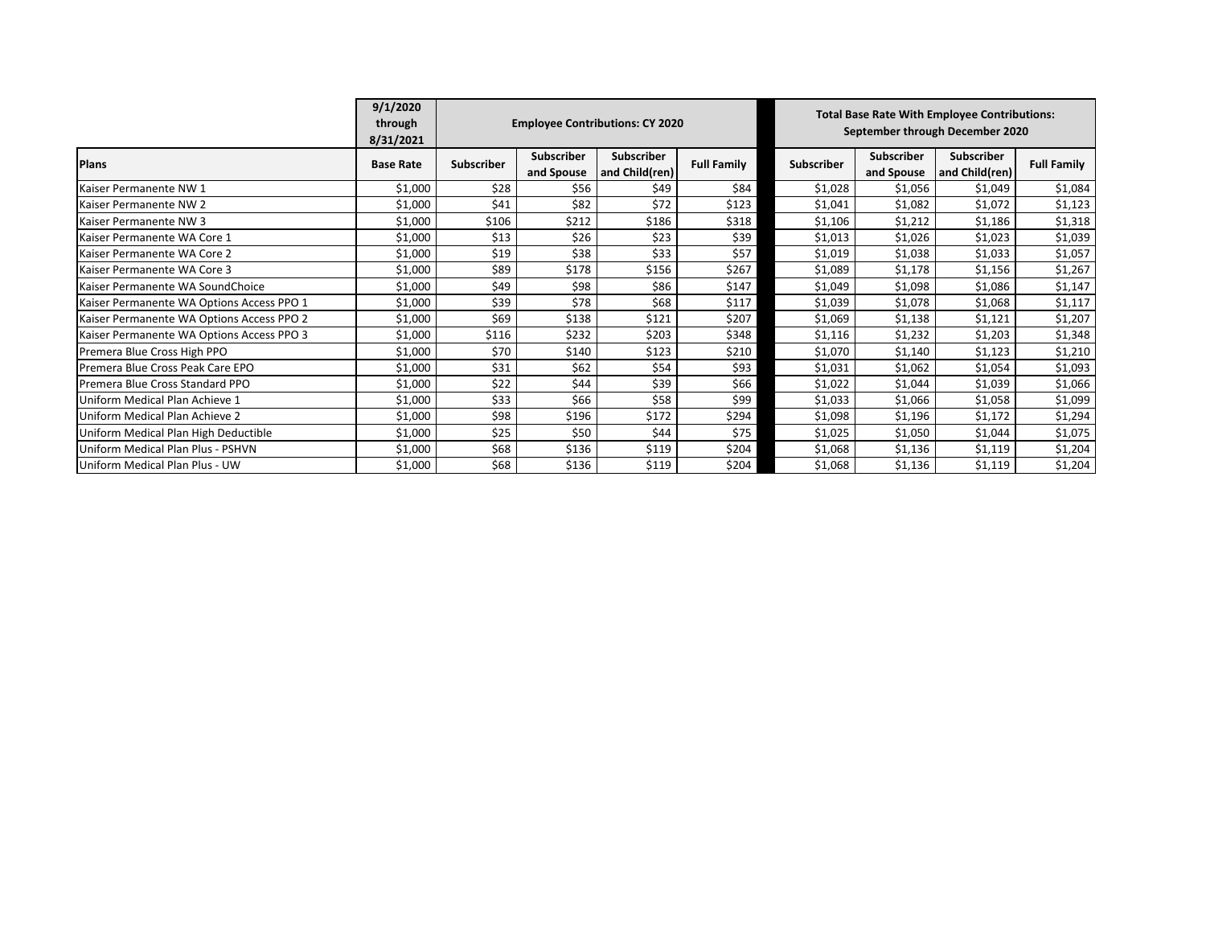| | 9/1/2020 through 8/31/2021 | Employee Contributions: CY 2020 | | | | Total Base Rate With Employee Contributions: September through December 2020 | | | |
|---|---|---|---|---|---|---|---|---|---|
| **Plans** | **Base Rate** | **Subscriber** | **Subscriber and Spouse** | **Subscriber and Child(ren)** | **Full Family** | **Subscriber** | **Subscriber and Spouse** | **Subscriber and Child(ren)** | **Full Family** |
| Kaiser Permanente NW 1 | $1,000 | $28 | $56 | $49 | $84 | $1,028 | $1,056 | $1,049 | $1,084 |
| Kaiser Permanente NW 2 | $1,000 | $41 | $82 | $72 | $123 | $1,041 | $1,082 | $1,072 | $1,123 |
| Kaiser Permanente NW 3 | $1,000 | $106 | $212 | $186 | $318 | $1,106 | $1,212 | $1,186 | $1,318 |
| Kaiser Permanente WA Core 1 | $1,000 | $13 | $26 | $23 | $39 | $1,013 | $1,026 | $1,023 | $1,039 |
| Kaiser Permanente WA Core 2 | $1,000 | $19 | $38 | $33 | $57 | $1,019 | $1,038 | $1,033 | $1,057 |
| Kaiser Permanente WA Core 3 | $1,000 | $89 | $178 | $156 | $267 | $1,089 | $1,178 | $1,156 | $1,267 |
| Kaiser Permanente WA SoundChoice | $1,000 | $49 | $98 | $86 | $147 | $1,049 | $1,098 | $1,086 | $1,147 |
| Kaiser Permanente WA Options Access PPO 1 | $1,000 | $39 | $78 | $68 | $117 | $1,039 | $1,078 | $1,068 | $1,117 |
| Kaiser Permanente WA Options Access PPO 2 | $1,000 | $69 | $138 | $121 | $207 | $1,069 | $1,138 | $1,121 | $1,207 |
| Kaiser Permanente WA Options Access PPO 3 | $1,000 | $116 | $232 | $203 | $348 | $1,116 | $1,232 | $1,203 | $1,348 |
| Premera Blue Cross High PPO | $1,000 | $70 | $140 | $123 | $210 | $1,070 | $1,140 | $1,123 | $1,210 |
| Premera Blue Cross Peak Care EPO | $1,000 | $31 | $62 | $54 | $93 | $1,031 | $1,062 | $1,054 | $1,093 |
| Premera Blue Cross Standard PPO | $1,000 | $22 | $44 | $39 | $66 | $1,022 | $1,044 | $1,039 | $1,066 |
| Uniform Medical Plan Achieve 1 | $1,000 | $33 | $66 | $58 | $99 | $1,033 | $1,066 | $1,058 | $1,099 |
| Uniform Medical Plan Achieve 2 | $1,000 | $98 | $196 | $172 | $294 | $1,098 | $1,196 | $1,172 | $1,294 |
| Uniform Medical Plan High Deductible | $1,000 | $25 | $50 | $44 | $75 | $1,025 | $1,050 | $1,044 | $1,075 |
| Uniform Medical Plan Plus - PSHVN | $1,000 | $68 | $136 | $119 | $204 | $1,068 | $1,136 | $1,119 | $1,204 |
| Uniform Medical Plan Plus - UW | $1,000 | $68 | $136 | $119 | $204 | $1,068 | $1,136 | $1,119 | $1,204 |